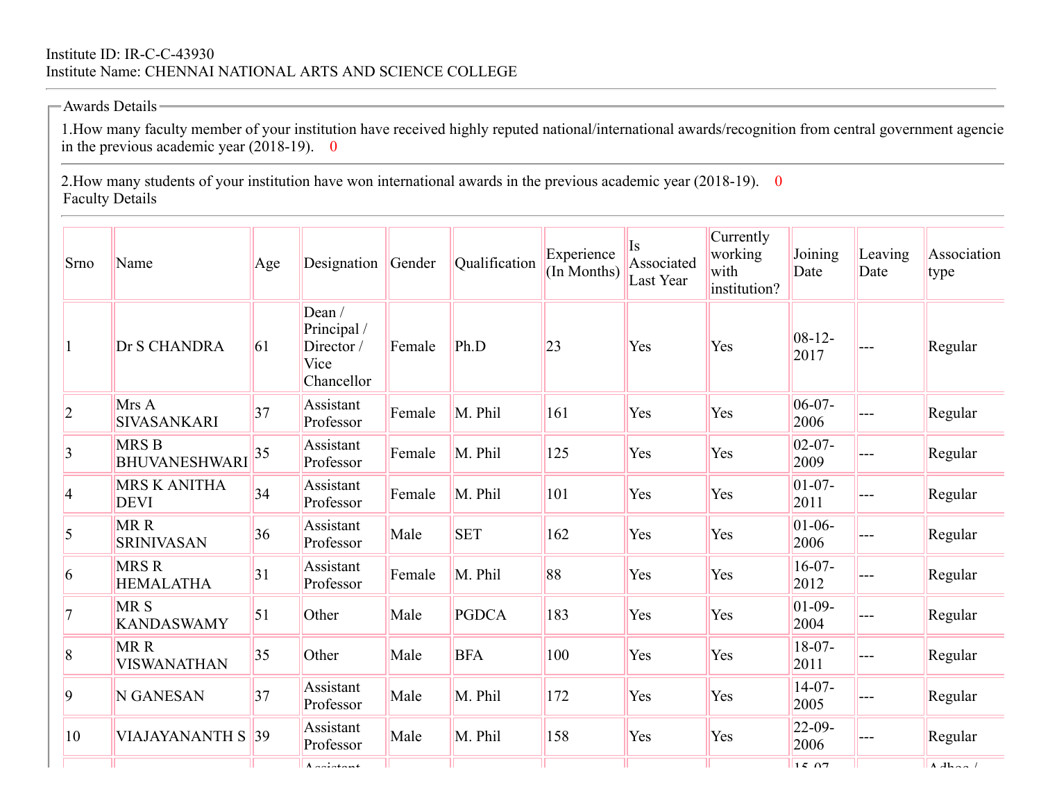Institute ID: IR-C-C-43930
Institute Name: CHENNAI NATIONAL ARTS AND SCIENCE COLLEGE

Awards Details

1.How many faculty member of your institution have received highly reputed national/international awards/recognition from central government agencie in the previous academic year (2018-19). 0

2.How many students of your institution have won international awards in the previous academic year (2018-19). 0

Faculty Details

| Srno | Name | Age | Designation | Gender | Qualification | Experience (In Months) | Is Associated Last Year | Currently working with institution? | Joining Date | Leaving Date | Association type |
|---|---|---|---|---|---|---|---|---|---|---|---|
| 1 | Dr S CHANDRA | 61 | Dean / Principal / Director / Vice Chancellor | Female | Ph.D | 23 | Yes | Yes | 08-12-2017 | --- | Regular |
| 2 | Mrs A SIVASANKARI | 37 | Assistant Professor | Female | M. Phil | 161 | Yes | Yes | 06-07-2006 | --- | Regular |
| 3 | MRS B BHUVANESHWARI | 35 | Assistant Professor | Female | M. Phil | 125 | Yes | Yes | 02-07-2009 | --- | Regular |
| 4 | MRS K ANITHA DEVI | 34 | Assistant Professor | Female | M. Phil | 101 | Yes | Yes | 01-07-2011 | --- | Regular |
| 5 | MR R SRINIVASAN | 36 | Assistant Professor | Male | SET | 162 | Yes | Yes | 01-06-2006 | --- | Regular |
| 6 | MRS R HEMALATHA | 31 | Assistant Professor | Female | M. Phil | 88 | Yes | Yes | 16-07-2012 | --- | Regular |
| 7 | MR S KANDASWAMY | 51 | Other | Male | PGDCA | 183 | Yes | Yes | 01-09-2004 | --- | Regular |
| 8 | MR R VISWANATHAN | 35 | Other | Male | BFA | 100 | Yes | Yes | 18-07-2011 | --- | Regular |
| 9 | N GANESAN | 37 | Assistant Professor | Male | M. Phil | 172 | Yes | Yes | 14-07-2005 | --- | Regular |
| 10 | VIAJAYANANTH S | 39 | Assistant Professor | Male | M. Phil | 158 | Yes | Yes | 22-09-2006 | --- | Regular |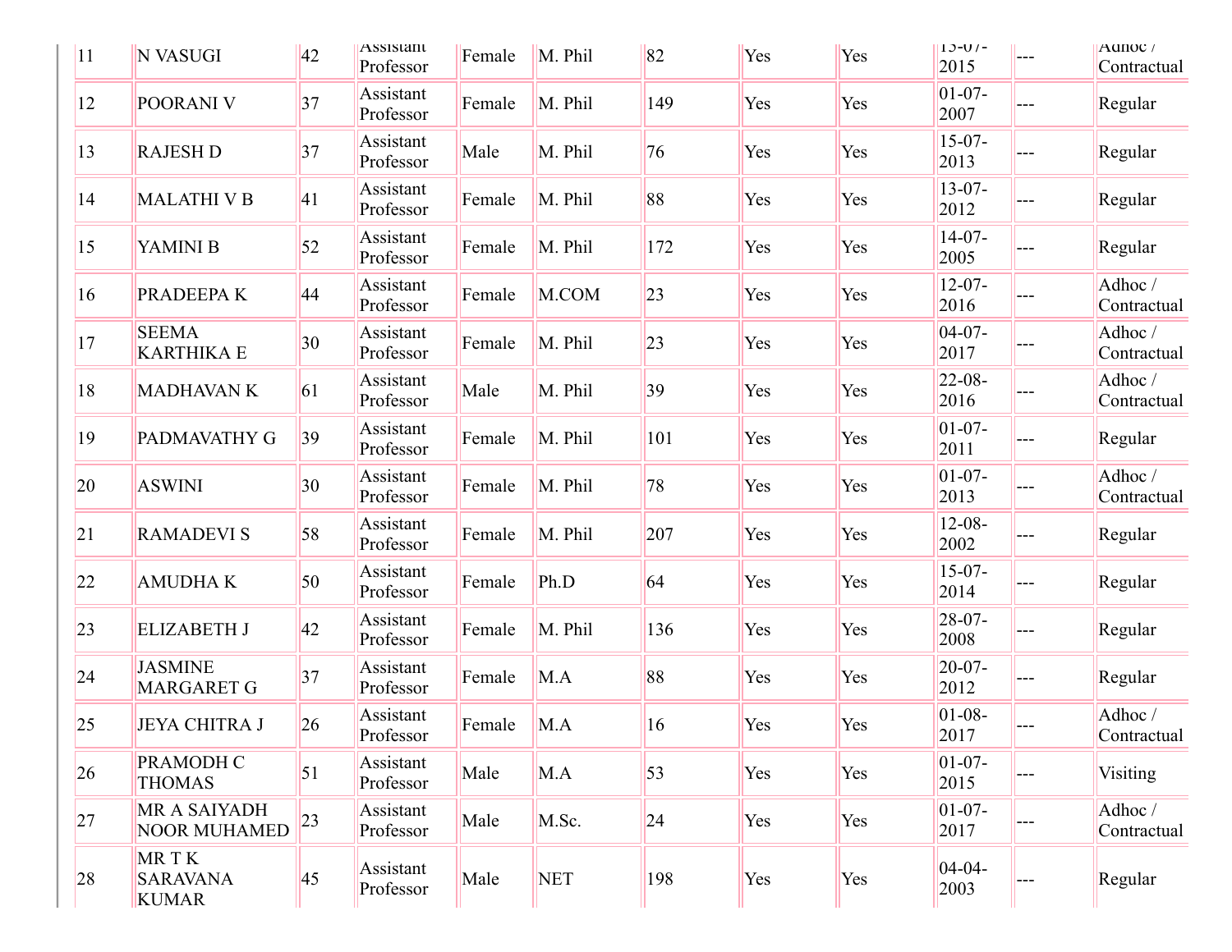| 11 | N VASUGI | 42 | Assistant Professor | Female | M. Phil | 82 | Yes | Yes | 13-07-2015 | --- | Adhoc / Contractual |
|---|---|---|---|---|---|---|---|---|---|---|---|
| 12 | POORANI V | 37 | Assistant Professor | Female | M. Phil | 149 | Yes | Yes | 01-07-2007 | --- | Regular |
| 13 | RAJESH D | 37 | Assistant Professor | Male | M. Phil | 76 | Yes | Yes | 15-07-2013 | --- | Regular |
| 14 | MALATHI V B | 41 | Assistant Professor | Female | M. Phil | 88 | Yes | Yes | 13-07-2012 | --- | Regular |
| 15 | YAMINI B | 52 | Assistant Professor | Female | M. Phil | 172 | Yes | Yes | 14-07-2005 | --- | Regular |
| 16 | PRADEEPA K | 44 | Assistant Professor | Female | M.COM | 23 | Yes | Yes | 12-07-2016 | --- | Adhoc / Contractual |
| 17 | SEEMA KARTHIKA E | 30 | Assistant Professor | Female | M. Phil | 23 | Yes | Yes | 04-07-2017 | --- | Adhoc / Contractual |
| 18 | MADHAVAN K | 61 | Assistant Professor | Male | M. Phil | 39 | Yes | Yes | 22-08-2016 | --- | Adhoc / Contractual |
| 19 | PADMAVATHY G | 39 | Assistant Professor | Female | M. Phil | 101 | Yes | Yes | 01-07-2011 | --- | Regular |
| 20 | ASWINI | 30 | Assistant Professor | Female | M. Phil | 78 | Yes | Yes | 01-07-2013 | --- | Adhoc / Contractual |
| 21 | RAMADEVI S | 58 | Assistant Professor | Female | M. Phil | 207 | Yes | Yes | 12-08-2002 | --- | Regular |
| 22 | AMUDHA K | 50 | Assistant Professor | Female | Ph.D | 64 | Yes | Yes | 15-07-2014 | --- | Regular |
| 23 | ELIZABETH J | 42 | Assistant Professor | Female | M. Phil | 136 | Yes | Yes | 28-07-2008 | --- | Regular |
| 24 | JASMINE MARGARET G | 37 | Assistant Professor | Female | M.A | 88 | Yes | Yes | 20-07-2012 | --- | Regular |
| 25 | JEYA CHITRA J | 26 | Assistant Professor | Female | M.A | 16 | Yes | Yes | 01-08-2017 | --- | Adhoc / Contractual |
| 26 | PRAMODH C THOMAS | 51 | Assistant Professor | Male | M.A | 53 | Yes | Yes | 01-07-2015 | --- | Visiting |
| 27 | MR A SAIYADH NOOR MUHAMED | 23 | Assistant Professor | Male | M.Sc. | 24 | Yes | Yes | 01-07-2017 | --- | Adhoc / Contractual |
| 28 | MR T K SARAVANA KUMAR | 45 | Assistant Professor | Male | NET | 198 | Yes | Yes | 04-04-2003 | --- | Regular |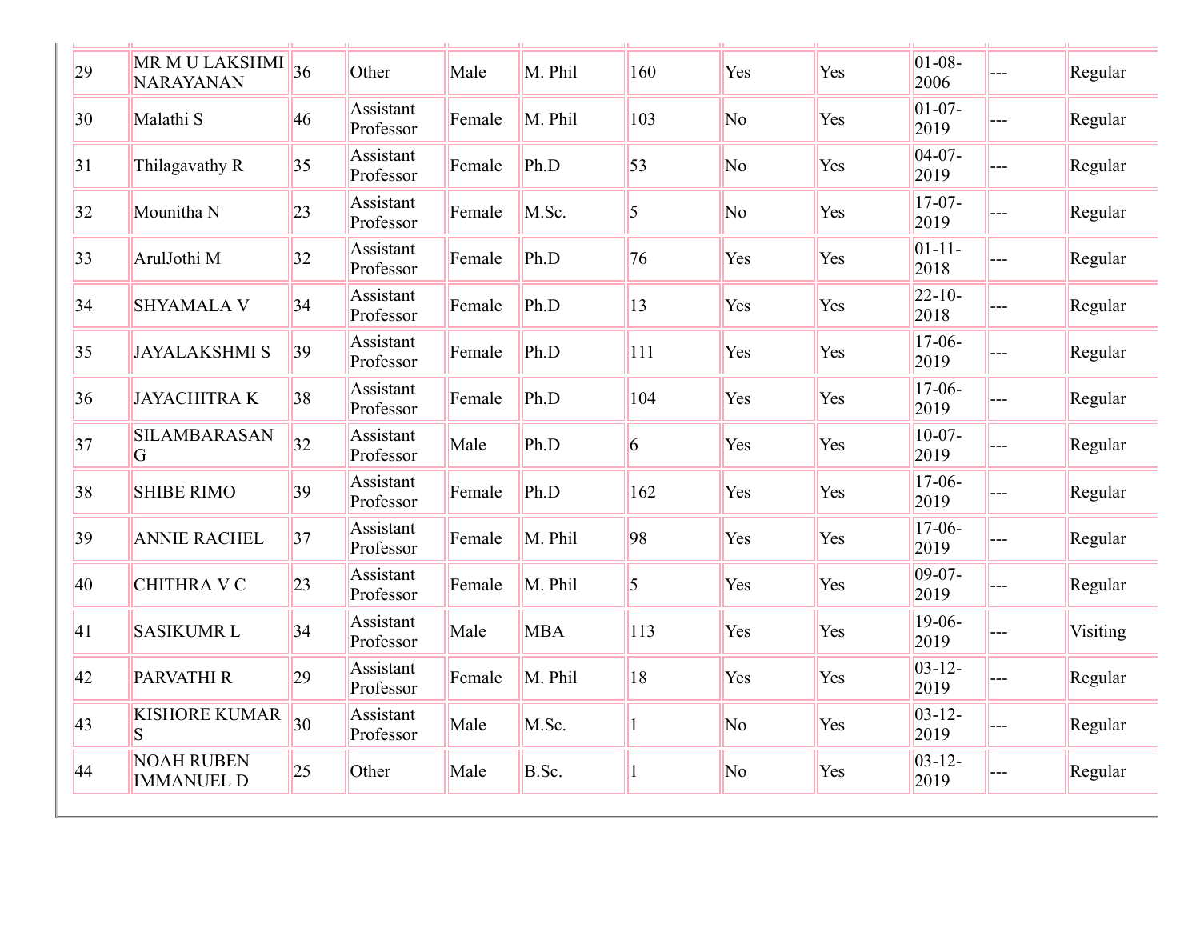| | | | | | | | | | | | |
|---|---|---|---|---|---|---|---|---|---|---|---|
| 29 | MR M U LAKSHMI NARAYANAN | 36 | Other | Male | M. Phil | 160 | Yes | Yes | 01-08-2006 | --- | Regular |
| 30 | Malathi S | 46 | Assistant Professor | Female | M. Phil | 103 | No | Yes | 01-07-2019 | --- | Regular |
| 31 | Thilagavathy R | 35 | Assistant Professor | Female | Ph.D | 53 | No | Yes | 04-07-2019 | --- | Regular |
| 32 | Mounitha N | 23 | Assistant Professor | Female | M.Sc. | 5 | No | Yes | 17-07-2019 | --- | Regular |
| 33 | AruIJothi M | 32 | Assistant Professor | Female | Ph.D | 76 | Yes | Yes | 01-11-2018 | --- | Regular |
| 34 | SHYAMALA V | 34 | Assistant Professor | Female | Ph.D | 13 | Yes | Yes | 22-10-2018 | --- | Regular |
| 35 | JAYALAKSHMI S | 39 | Assistant Professor | Female | Ph.D | 111 | Yes | Yes | 17-06-2019 | --- | Regular |
| 36 | JAYACHITRA K | 38 | Assistant Professor | Female | Ph.D | 104 | Yes | Yes | 17-06-2019 | --- | Regular |
| 37 | SILAMBARASAN G | 32 | Assistant Professor | Male | Ph.D | 6 | Yes | Yes | 10-07-2019 | --- | Regular |
| 38 | SHIBE RIMO | 39 | Assistant Professor | Female | Ph.D | 162 | Yes | Yes | 17-06-2019 | --- | Regular |
| 39 | ANNIE RACHEL | 37 | Assistant Professor | Female | M. Phil | 98 | Yes | Yes | 17-06-2019 | --- | Regular |
| 40 | CHITHRA V C | 23 | Assistant Professor | Female | M. Phil | 5 | Yes | Yes | 09-07-2019 | --- | Regular |
| 41 | SASIKUMR L | 34 | Assistant Professor | Male | MBA | 113 | Yes | Yes | 19-06-2019 | --- | Visiting |
| 42 | PARVATHI R | 29 | Assistant Professor | Female | M. Phil | 18 | Yes | Yes | 03-12-2019 | --- | Regular |
| 43 | KISHORE KUMAR S | 30 | Assistant Professor | Male | M.Sc. | 1 | No | Yes | 03-12-2019 | --- | Regular |
| 44 | NOAH RUBEN IMMANUEL D | 25 | Other | Male | B.Sc. | 1 | No | Yes | 03-12-2019 | --- | Regular |